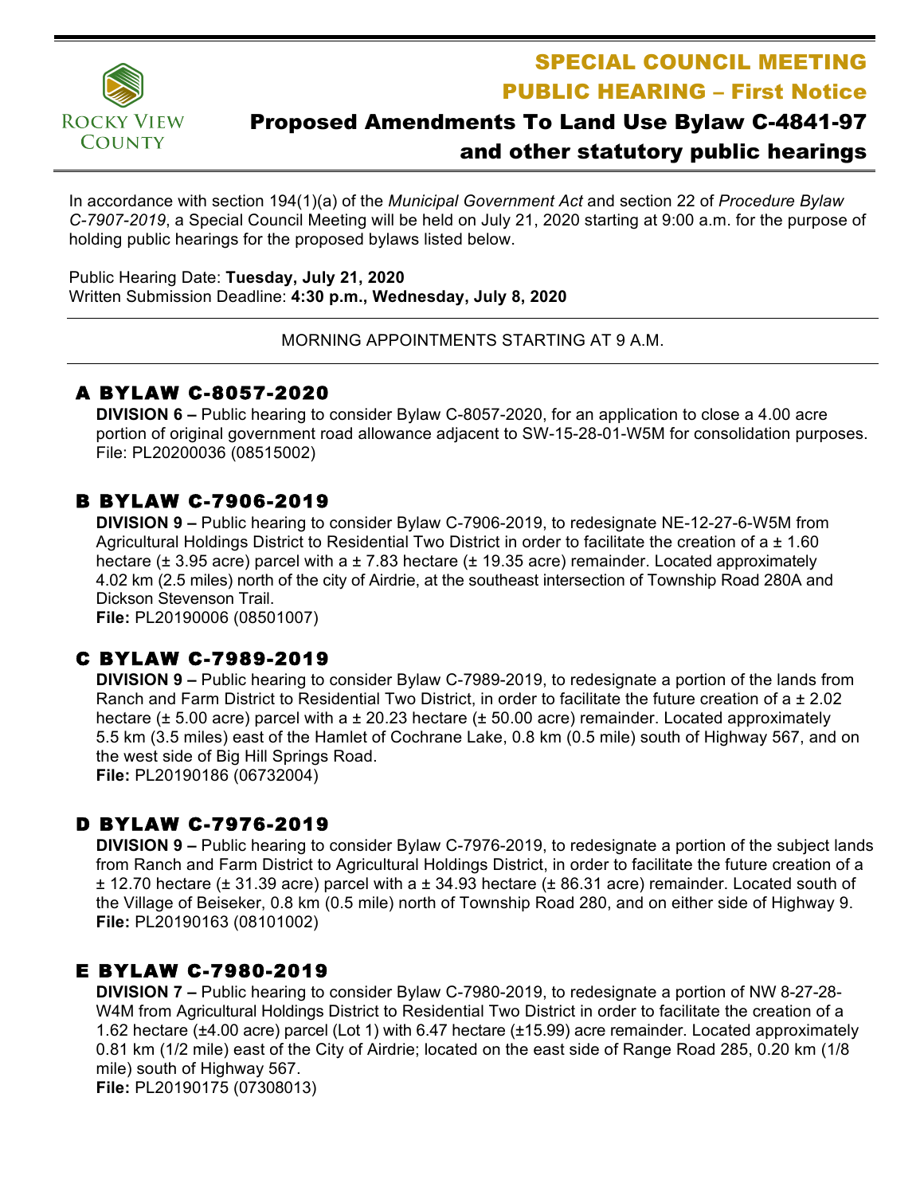Rocky View County

# SPECIAL COUNCIL MEETING
# PUBLIC HEARING – First Notice

## Proposed Amendments To Land Use Bylaw C-4841-97 and other statutory public hearings

In accordance with section 194(1)(a) of the *Municipal Government Act* and section 22 of *Procedure Bylaw C-7907-2019*, a Special Council Meeting will be held on July 21, 2020 starting at 9:00 a.m. for the purpose of holding public hearings for the proposed bylaws listed below.

Public Hearing Date: **Tuesday, July 21, 2020**
Written Submission Deadline: **4:30 p.m., Wednesday, July 8, 2020**

MORNING APPOINTMENTS STARTING AT 9 A.M.

### A BYLAW C-8057-2020

**DIVISION 6 –** Public hearing to consider Bylaw C-8057-2020, for an application to close a 4.00 acre portion of original government road allowance adjacent to SW-15-28-01-W5M for consolidation purposes.
File: PL20200036 (08515002)

### B BYLAW C-7906-2019

**DIVISION 9 –** Public hearing to consider Bylaw C-7906-2019, to redesignate NE-12-27-6-W5M from Agricultural Holdings District to Residential Two District in order to facilitate the creation of a ± 1.60 hectare (± 3.95 acre) parcel with a ± 7.83 hectare (± 19.35 acre) remainder. Located approximately 4.02 km (2.5 miles) north of the city of Airdrie, at the southeast intersection of Township Road 280A and Dickson Stevenson Trail.
**File:** PL20190006 (08501007)

### C BYLAW C-7989-2019

**DIVISION 9 –** Public hearing to consider Bylaw C-7989-2019, to redesignate a portion of the lands from Ranch and Farm District to Residential Two District, in order to facilitate the future creation of a ± 2.02 hectare (± 5.00 acre) parcel with a ± 20.23 hectare (± 50.00 acre) remainder. Located approximately 5.5 km (3.5 miles) east of the Hamlet of Cochrane Lake, 0.8 km (0.5 mile) south of Highway 567, and on the west side of Big Hill Springs Road.
**File:** PL20190186 (06732004)

### D BYLAW C-7976-2019

**DIVISION 9 –** Public hearing to consider Bylaw C-7976-2019, to redesignate a portion of the subject lands from Ranch and Farm District to Agricultural Holdings District, in order to facilitate the future creation of a ± 12.70 hectare (± 31.39 acre) parcel with a ± 34.93 hectare (± 86.31 acre) remainder. Located south of the Village of Beiseker, 0.8 km (0.5 mile) north of Township Road 280, and on either side of Highway 9.
**File:** PL20190163 (08101002)

### E BYLAW C-7980-2019

**DIVISION 7 –** Public hearing to consider Bylaw C-7980-2019, to redesignate a portion of NW 8-27-28-W4M from Agricultural Holdings District to Residential Two District in order to facilitate the creation of a 1.62 hectare (±4.00 acre) parcel (Lot 1) with 6.47 hectare (±15.99) acre remainder. Located approximately 0.81 km (1/2 mile) east of the City of Airdrie; located on the east side of Range Road 285, 0.20 km (1/8 mile) south of Highway 567.
**File:** PL20190175 (07308013)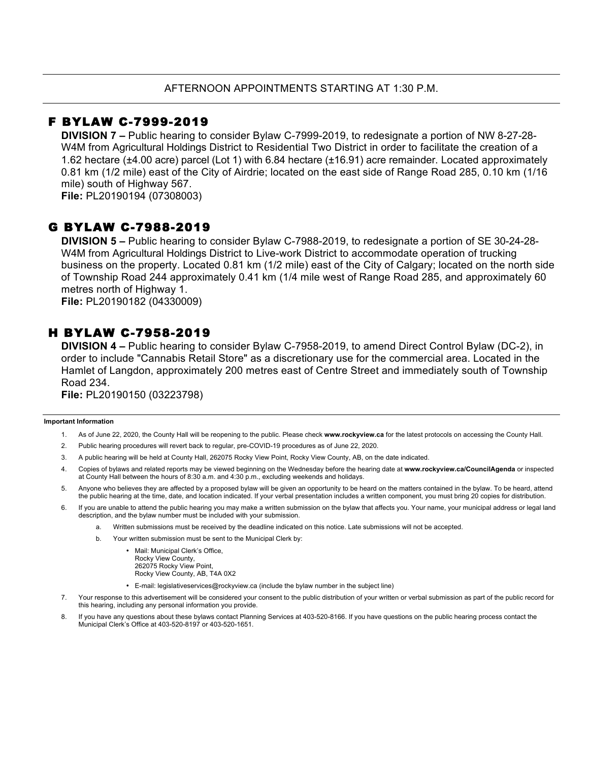AFTERNOON APPOINTMENTS STARTING AT 1:30 P.M.

## F BYLAW C-7999-2019

**DIVISION 7 –** Public hearing to consider Bylaw C-7999-2019, to redesignate a portion of NW 8-27-28-W4M from Agricultural Holdings District to Residential Two District in order to facilitate the creation of a 1.62 hectare (±4.00 acre) parcel (Lot 1) with 6.84 hectare (±16.91) acre remainder. Located approximately 0.81 km (1/2 mile) east of the City of Airdrie; located on the east side of Range Road 285, 0.10 km (1/16 mile) south of Highway 567.
**File:** PL20190194 (07308003)

## G BYLAW C-7988-2019

**DIVISION 5 –** Public hearing to consider Bylaw C-7988-2019, to redesignate a portion of SE 30-24-28-W4M from Agricultural Holdings District to Live-work District to accommodate operation of trucking business on the property. Located 0.81 km (1/2 mile) east of the City of Calgary; located on the north side of Township Road 244 approximately 0.41 km (1/4 mile west of Range Road 285, and approximately 60 metres north of Highway 1.
**File:** PL20190182 (04330009)

## H BYLAW C-7958-2019

**DIVISION 4 –** Public hearing to consider Bylaw C-7958-2019, to amend Direct Control Bylaw (DC-2), in order to include "Cannabis Retail Store" as a discretionary use for the commercial area. Located in the Hamlet of Langdon, approximately 200 metres east of Centre Street and immediately south of Township Road 234.
**File:** PL20190150 (03223798)

**Important Information**

1. As of June 22, 2020, the County Hall will be reopening to the public. Please check **www.rockyview.ca** for the latest protocols on accessing the County Hall.
2. Public hearing procedures will revert back to regular, pre-COVID-19 procedures as of June 22, 2020.
3. A public hearing will be held at County Hall, 262075 Rocky View Point, Rocky View County, AB, on the date indicated.
4. Copies of bylaws and related reports may be viewed beginning on the Wednesday before the hearing date at **www.rockyview.ca/CouncilAgenda** or inspected at County Hall between the hours of 8:30 a.m. and 4:30 p.m., excluding weekends and holidays.
5. Anyone who believes they are affected by a proposed bylaw will be given an opportunity to be heard on the matters contained in the bylaw. To be heard, attend the public hearing at the time, date, and location indicated. If your verbal presentation includes a written component, you must bring 20 copies for distribution.
6. If you are unable to attend the public hearing you may make a written submission on the bylaw that affects you. Your name, your municipal address or legal land description, and the bylaw number must be included with your submission.
   a. Written submissions must be received by the deadline indicated on this notice. Late submissions will not be accepted.
   b. Your written submission must be sent to the Municipal Clerk by:
      - Mail: Municipal Clerk's Office,
        Rocky View County,
        262075 Rocky View Point,
        Rocky View County, AB, T4A 0X2
      - E-mail: legislativeservices@rockyview.ca (include the bylaw number in the subject line)
7. Your response to this advertisement will be considered your consent to the public distribution of your written or verbal submission as part of the public record for this hearing, including any personal information you provide.
8. If you have any questions about these bylaws contact Planning Services at 403-520-8166. If you have questions on the public hearing process contact the Municipal Clerk's Office at 403-520-8197 or 403-520-1651.